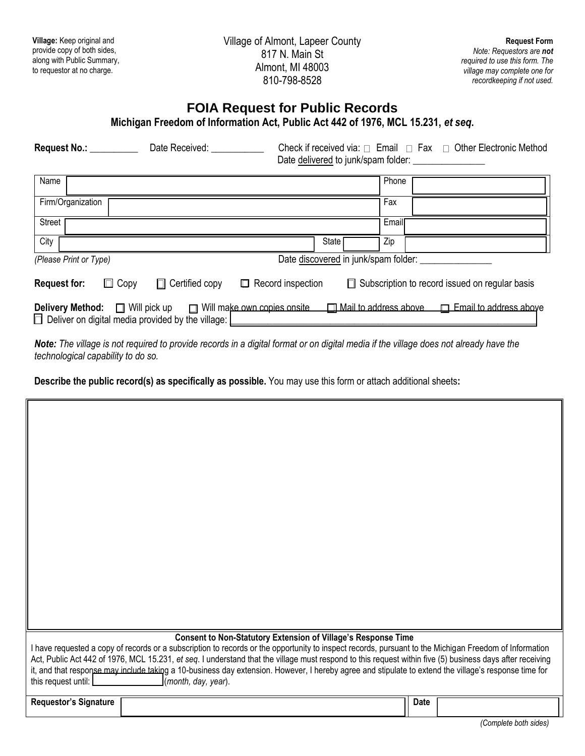**Village:** Keep original and provide copy of both sides, along with Public Summary, to requestor at no charge.

Village of Almont, Lapeer County
817 N. Main St
Almont, MI 48003
810-798-8528

**Request Form**
*Note: Requestors are **not** required to use this form. The village may complete one for recordkeeping if not used.*

# FOIA Request for Public Records

**Michigan Freedom of Information Act, Public Act 442 of 1976, MCL 15.231, *et seq*.**

**Request No.:** __________ Date Received: ___________ Check if received via: ☐ Email ☐ Fax ☐ Other Electronic Method
Date delivered to junk/spam folder: _______________

| | | | |
|---|---|---|---|
| Name | | Phone | |
| Firm/Organization | | Fax | |
| Street | | Email | |
| City | State | Zip | |

*(Please Print or Type)* Date discovered in junk/spam folder: _______________

**Request for:** ☐ Copy ☐ Certified copy ☐ Record inspection ☐ Subscription to record issued on regular basis

**Delivery Method:** ☐ Will pick up ☐ Will make own copies onsite ☐ Mail to address above ☐ Email to address above
☐ Deliver on digital media provided by the village: ____________________

***Note:*** *The village is not required to provide records in a digital format or on digital media if the village does not already have the technological capability to do so.*

**Describe the public record(s) as specifically as possible.** You may use this form or attach additional sheets**:**

**Consent to Non-Statutory Extension of Village's Response Time**

I have requested a copy of records or a subscription to records or the opportunity to inspect records, pursuant to the Michigan Freedom of Information Act, Public Act 442 of 1976, MCL 15.231, *et seq*. I understand that the village must respond to this request within five (5) business days after receiving it, and that response may include taking a 10-business day extension. However, I hereby agree and stipulate to extend the village's response time for this request until: ______________ (*month, day, year*).

| **Requestor's Signature** | | **Date** | |
|---|---|---|---|

*(Complete both sides)*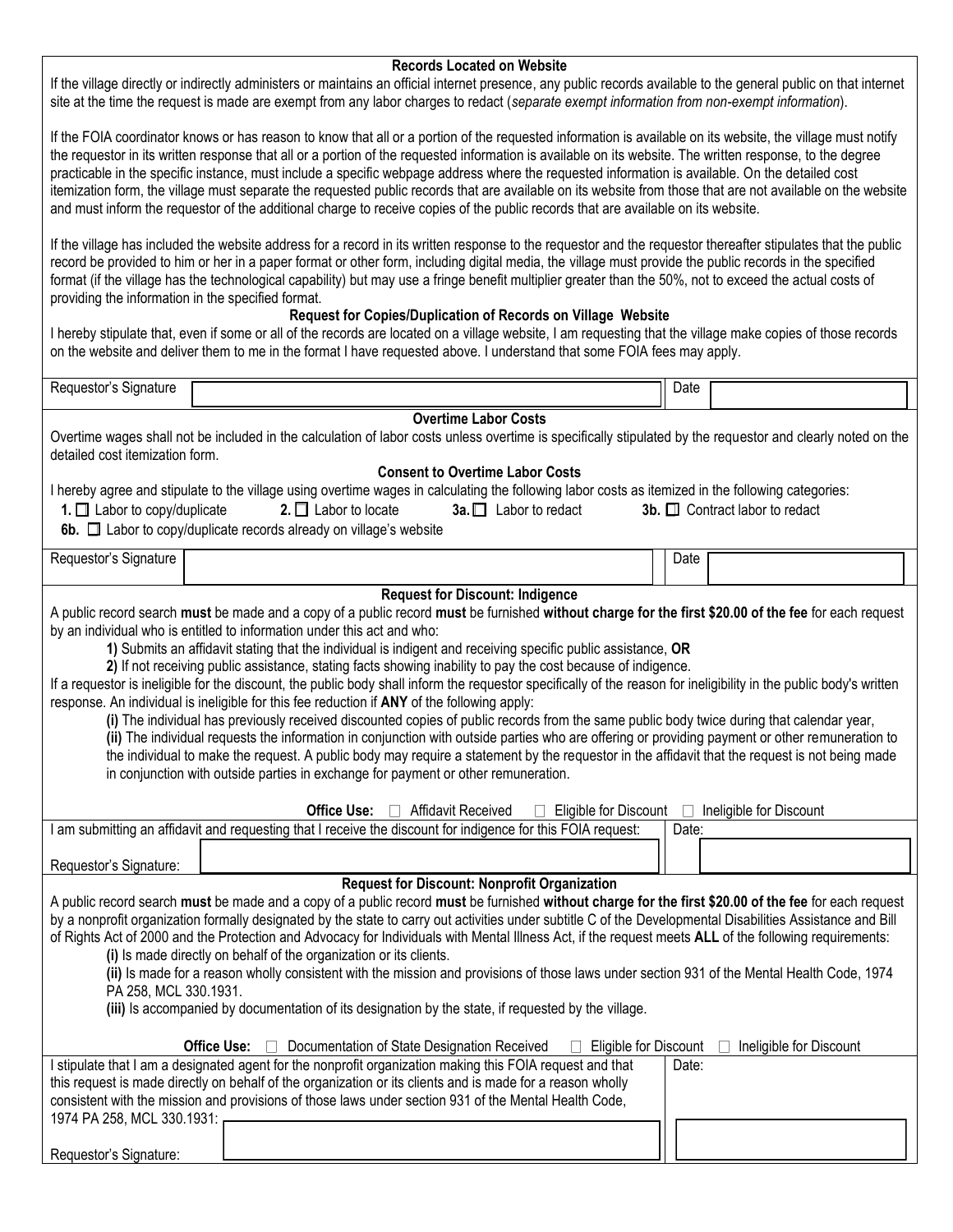### Records Located on Website

If the village directly or indirectly administers or maintains an official internet presence, any public records available to the general public on that internet site at the time the request is made are exempt from any labor charges to redact (*separate exempt information from non-exempt information*).

If the FOIA coordinator knows or has reason to know that all or a portion of the requested information is available on its website, the village must notify the requestor in its written response that all or a portion of the requested information is available on its website. The written response, to the degree practicable in the specific instance, must include a specific webpage address where the requested information is available. On the detailed cost itemization form, the village must separate the requested public records that are available on its website from those that are not available on the website and must inform the requestor of the additional charge to receive copies of the public records that are available on its website.

If the village has included the website address for a record in its written response to the requestor and the requestor thereafter stipulates that the public record be provided to him or her in a paper format or other form, including digital media, the village must provide the public records in the specified format (if the village has the technological capability) but may use a fringe benefit multiplier greater than the 50%, not to exceed the actual costs of providing the information in the specified format.

### Request for Copies/Duplication of Records on Village Website

I hereby stipulate that, even if some or all of the records are located on a village website, I am requesting that the village make copies of those records on the website and deliver them to me in the format I have requested above. I understand that some FOIA fees may apply.

Requestor's Signature ____________________ Date ________

### Overtime Labor Costs

Overtime wages shall not be included in the calculation of labor costs unless overtime is specifically stipulated by the requestor and clearly noted on the detailed cost itemization form.

### Consent to Overtime Labor Costs

I hereby agree and stipulate to the village using overtime wages in calculating the following labor costs as itemized in the following categories:

**1.** ☐ Labor to copy/duplicate **2.** ☐ Labor to locate **3a.** ☐ Labor to redact **3b.** ☐ Contract labor to redact

**6b.** ☐ Labor to copy/duplicate records already on village's website

Requestor's Signature ____________________ Date ________

### Request for Discount: Indigence

A public record search **must** be made and a copy of a public record **must** be furnished **without charge for the first $20.00 of the fee** for each request by an individual who is entitled to information under this act and who:

**1)** Submits an affidavit stating that the individual is indigent and receiving specific public assistance, **OR**

**2)** If not receiving public assistance, stating facts showing inability to pay the cost because of indigence.

If a requestor is ineligible for the discount, the public body shall inform the requestor specifically of the reason for ineligibility in the public body's written response. An individual is ineligible for this fee reduction if **ANY** of the following apply:

**(i)** The individual has previously received discounted copies of public records from the same public body twice during that calendar year,

**(ii)** The individual requests the information in conjunction with outside parties who are offering or providing payment or other remuneration to the individual to make the request. A public body may require a statement by the requestor in the affidavit that the request is not being made in conjunction with outside parties in exchange for payment or other remuneration.

**Office Use:** ☐ Affidavit Received ☐ Eligible for Discount ☐ Ineligible for Discount

I am submitting an affidavit and requesting that I receive the discount for indigence for this FOIA request: Date: ________

Requestor's Signature: ____________________

### Request for Discount: Nonprofit Organization

A public record search **must** be made and a copy of a public record **must** be furnished **without charge for the first $20.00 of the fee** for each request by a nonprofit organization formally designated by the state to carry out activities under subtitle C of the Developmental Disabilities Assistance and Bill of Rights Act of 2000 and the Protection and Advocacy for Individuals with Mental Illness Act, if the request meets **ALL** of the following requirements:

**(i)** Is made directly on behalf of the organization or its clients.

**(ii)** Is made for a reason wholly consistent with the mission and provisions of those laws under section 931 of the Mental Health Code, 1974 PA 258, MCL 330.1931.

**(iii)** Is accompanied by documentation of its designation by the state, if requested by the village.

**Office Use:** ☐ Documentation of State Designation Received ☐ Eligible for Discount ☐ Ineligible for Discount

I stipulate that I am a designated agent for the nonprofit organization making this FOIA request and that this request is made directly on behalf of the organization or its clients and is made for a reason wholly consistent with the mission and provisions of those laws under section 931 of the Mental Health Code, 1974 PA 258, MCL 330.1931: Date: ________

Requestor's Signature: ____________________